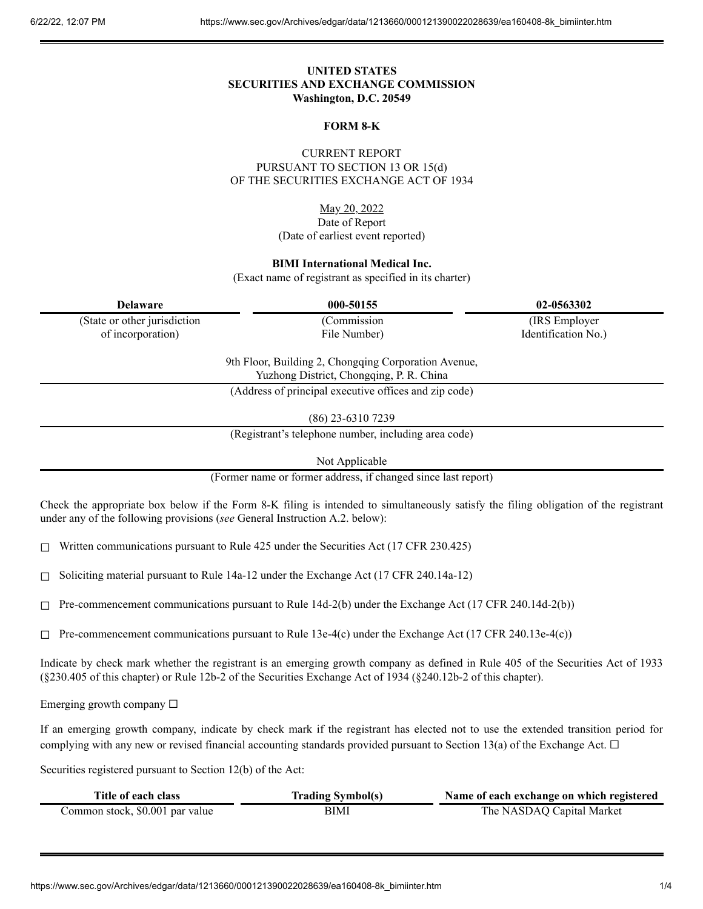**UNITED STATES**
**SECURITIES AND EXCHANGE COMMISSION**
**Washington, D.C. 20549**

**FORM 8-K**

CURRENT REPORT
PURSUANT TO SECTION 13 OR 15(d)
OF THE SECURITIES EXCHANGE ACT OF 1934

May 20, 2022
Date of Report
(Date of earliest event reported)

**BIMI International Medical Inc.**
(Exact name of registrant as specified in its charter)

| Delaware | 000-50155 | 02-0563302 |
|---|---|---|
| (State or other jurisdiction of incorporation) | (Commission File Number) | (IRS Employer Identification No.) |

9th Floor, Building 2, Chongqing Corporation Avenue,
Yuzhong District, Chongqing, P. R. China
(Address of principal executive offices and zip code)

(86) 23-6310 7239
(Registrant's telephone number, including area code)

Not Applicable
(Former name or former address, if changed since last report)

Check the appropriate box below if the Form 8-K filing is intended to simultaneously satisfy the filing obligation of the registrant under any of the following provisions (*see* General Instruction A.2. below):

☐ Written communications pursuant to Rule 425 under the Securities Act (17 CFR 230.425)

☐ Soliciting material pursuant to Rule 14a-12 under the Exchange Act (17 CFR 240.14a-12)

☐ Pre-commencement communications pursuant to Rule 14d-2(b) under the Exchange Act (17 CFR 240.14d-2(b))

☐ Pre-commencement communications pursuant to Rule 13e-4(c) under the Exchange Act (17 CFR 240.13e-4(c))

Indicate by check mark whether the registrant is an emerging growth company as defined in Rule 405 of the Securities Act of 1933 (§230.405 of this chapter) or Rule 12b-2 of the Securities Exchange Act of 1934 (§240.12b-2 of this chapter).

Emerging growth company ☐

If an emerging growth company, indicate by check mark if the registrant has elected not to use the extended transition period for complying with any new or revised financial accounting standards provided pursuant to Section 13(a) of the Exchange Act. ☐

Securities registered pursuant to Section 12(b) of the Act:

| Title of each class | Trading Symbol(s) | Name of each exchange on which registered |
|---|---|---|
| Common stock, $0.001 par value | BIMI | The NASDAQ Capital Market |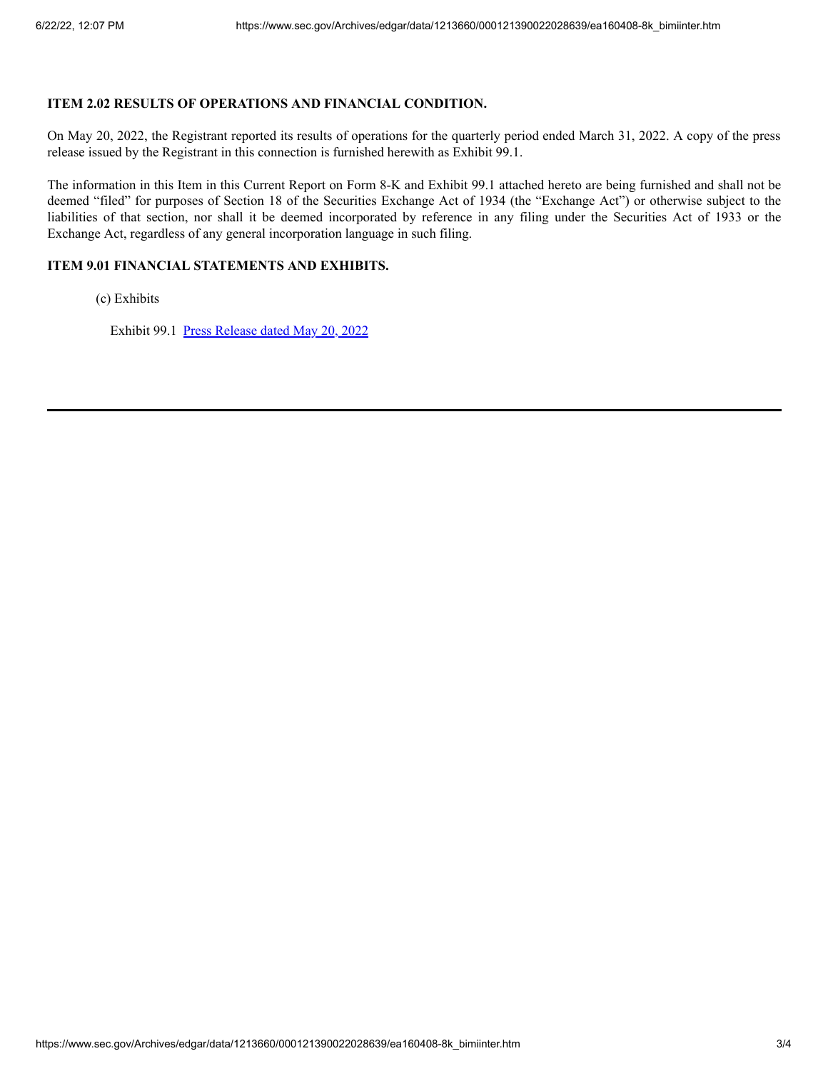**ITEM 2.02 RESULTS OF OPERATIONS AND FINANCIAL CONDITION.**

On May 20, 2022, the Registrant reported its results of operations for the quarterly period ended March 31, 2022. A copy of the press release issued by the Registrant in this connection is furnished herewith as Exhibit 99.1.

The information in this Item in this Current Report on Form 8-K and Exhibit 99.1 attached hereto are being furnished and shall not be deemed "filed" for purposes of Section 18 of the Securities Exchange Act of 1934 (the "Exchange Act") or otherwise subject to the liabilities of that section, nor shall it be deemed incorporated by reference in any filing under the Securities Act of 1933 or the Exchange Act, regardless of any general incorporation language in such filing.

**ITEM 9.01 FINANCIAL STATEMENTS AND EXHIBITS.**

(c) Exhibits

Exhibit 99.1 Press Release dated May 20, 2022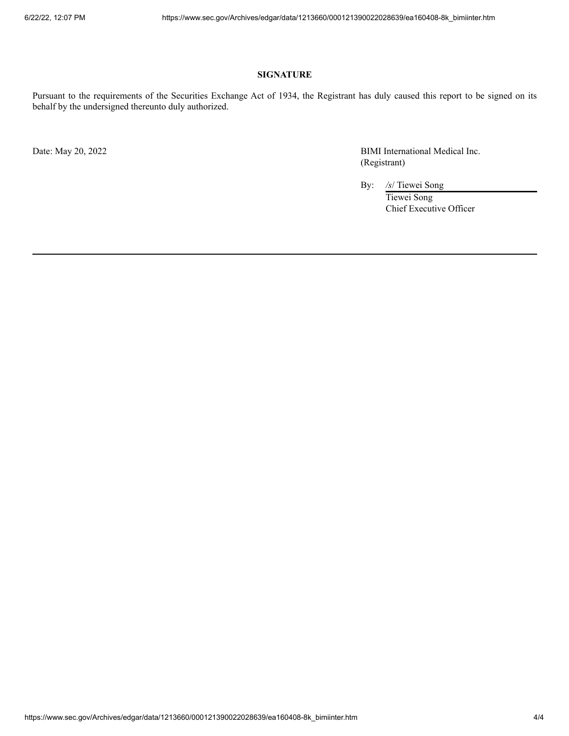**SIGNATURE**

Pursuant to the requirements of the Securities Exchange Act of 1934, the Registrant has duly caused this report to be signed on its behalf by the undersigned thereunto duly authorized.

Date: May 20, 2022

BIMI International Medical Inc.
(Registrant)

By: */s/* Tiewei Song
Tiewei Song
Chief Executive Officer